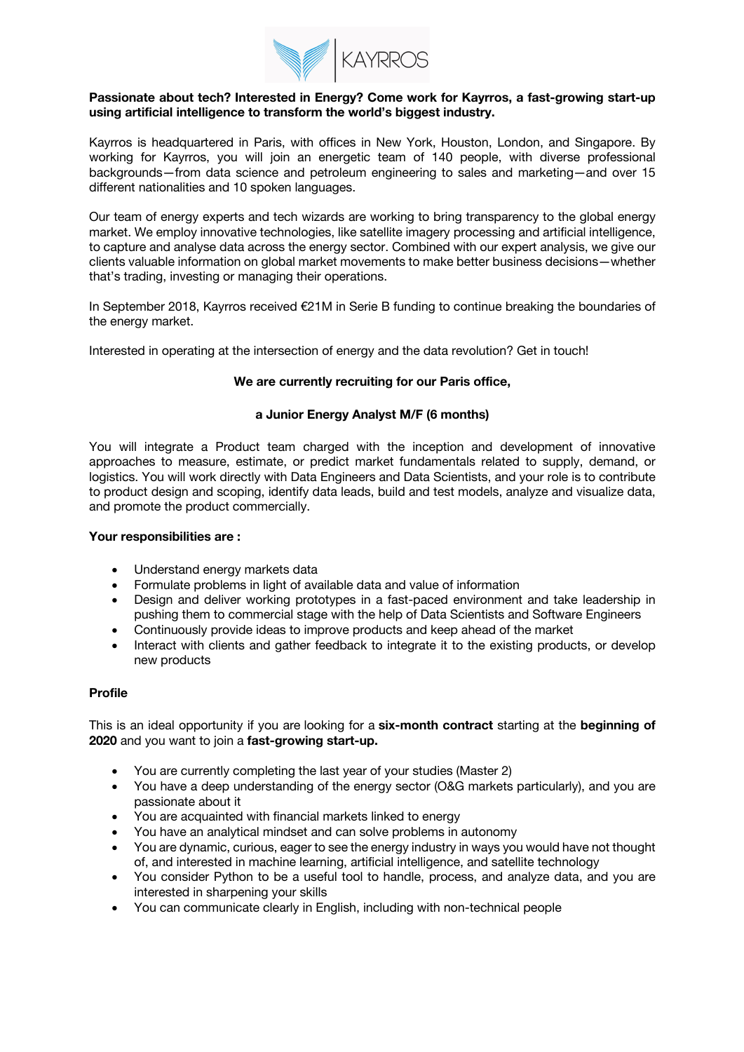**Passionate about tech? Interested in Energy? Come work for Kayrros, a fast-growing start-up using artificial intelligence to transform the world's biggest industry.**

Kayrros is headquartered in Paris, with offices in New York, Houston, London, and Singapore. By working for Kayrros, you will join an energetic team of 140 people, with diverse professional backgrounds—from data science and petroleum engineering to sales and marketing—and over 15 different nationalities and 10 spoken languages.

Our team of energy experts and tech wizards are working to bring transparency to the global energy market. We employ innovative technologies, like satellite imagery processing and artificial intelligence, to capture and analyse data across the energy sector. Combined with our expert analysis, we give our clients valuable information on global market movements to make better business decisions—whether that's trading, investing or managing their operations.

In September 2018, Kayrros received €21M in Serie B funding to continue breaking the boundaries of the energy market.

Interested in operating at the intersection of energy and the data revolution? Get in touch!

**We are currently recruiting for our Paris office,**

**a Junior Energy Analyst M/F (6 months)**

You will integrate a Product team charged with the inception and development of innovative approaches to measure, estimate, or predict market fundamentals related to supply, demand, or logistics. You will work directly with Data Engineers and Data Scientists, and your role is to contribute to product design and scoping, identify data leads, build and test models, analyze and visualize data, and promote the product commercially.

**Your responsibilities are :**

- Understand energy markets data
- Formulate problems in light of available data and value of information
- Design and deliver working prototypes in a fast-paced environment and take leadership in pushing them to commercial stage with the help of Data Scientists and Software Engineers
- Continuously provide ideas to improve products and keep ahead of the market
- Interact with clients and gather feedback to integrate it to the existing products, or develop new products

**Profile**

This is an ideal opportunity if you are looking for a **six-month contract** starting at the **beginning of 2020** and you want to join a **fast-growing start-up.**

- You are currently completing the last year of your studies (Master 2)
- You have a deep understanding of the energy sector (O&G markets particularly), and you are passionate about it
- You are acquainted with financial markets linked to energy
- You have an analytical mindset and can solve problems in autonomy
- You are dynamic, curious, eager to see the energy industry in ways you would have not thought of, and interested in machine learning, artificial intelligence, and satellite technology
- You consider Python to be a useful tool to handle, process, and analyze data, and you are interested in sharpening your skills
- You can communicate clearly in English, including with non-technical people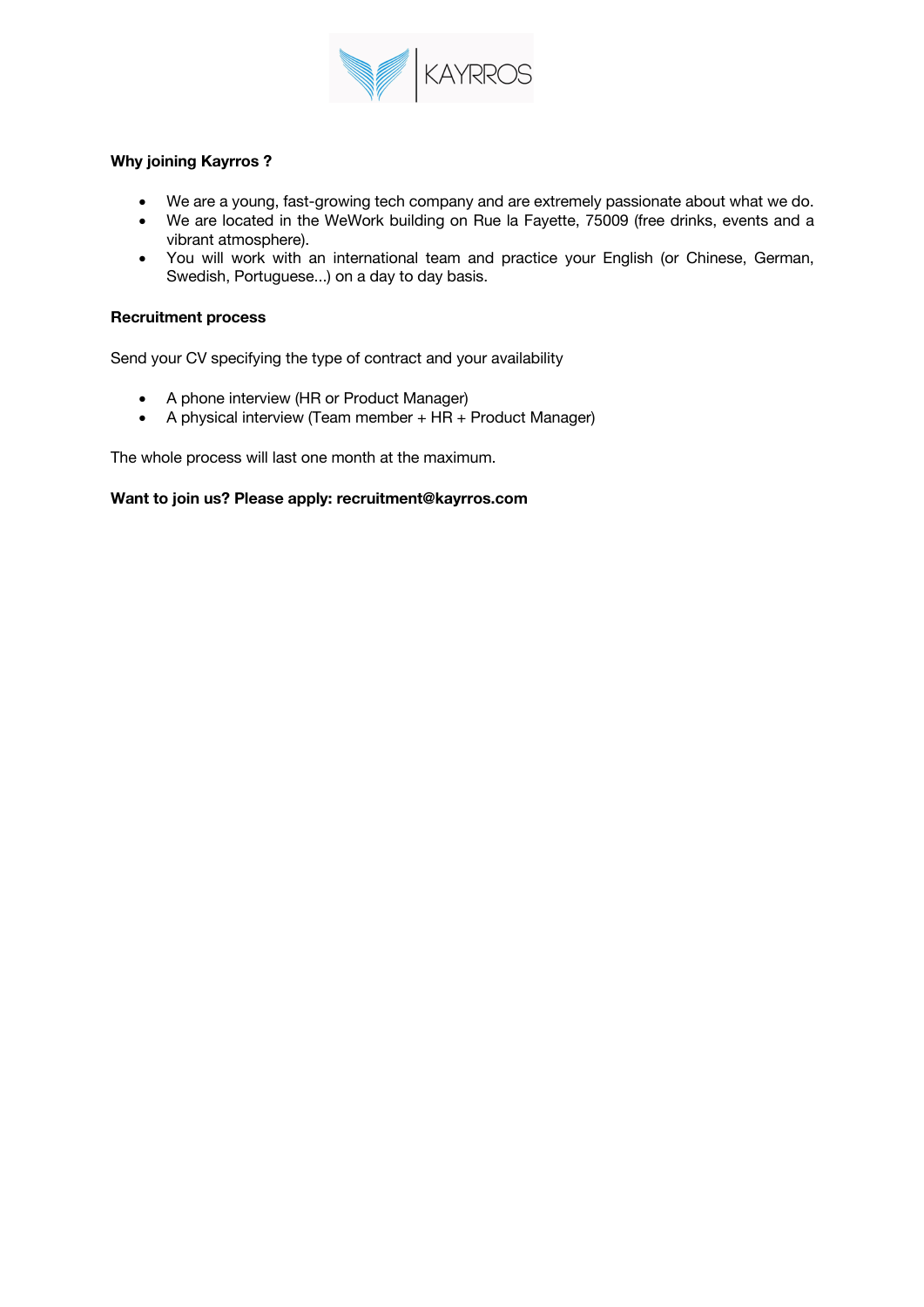**Why joining Kayrros ?**

- We are a young, fast-growing tech company and are extremely passionate about what we do.
- We are located in the WeWork building on Rue la Fayette, 75009 (free drinks, events and a vibrant atmosphere).
- You will work with an international team and practice your English (or Chinese, German, Swedish, Portuguese...) on a day to day basis.

**Recruitment process**

Send your CV specifying the type of contract and your availability

- A phone interview (HR or Product Manager)
- A physical interview (Team member + HR + Product Manager)

The whole process will last one month at the maximum.

**Want to join us? Please apply: recruitment@kayrros.com**